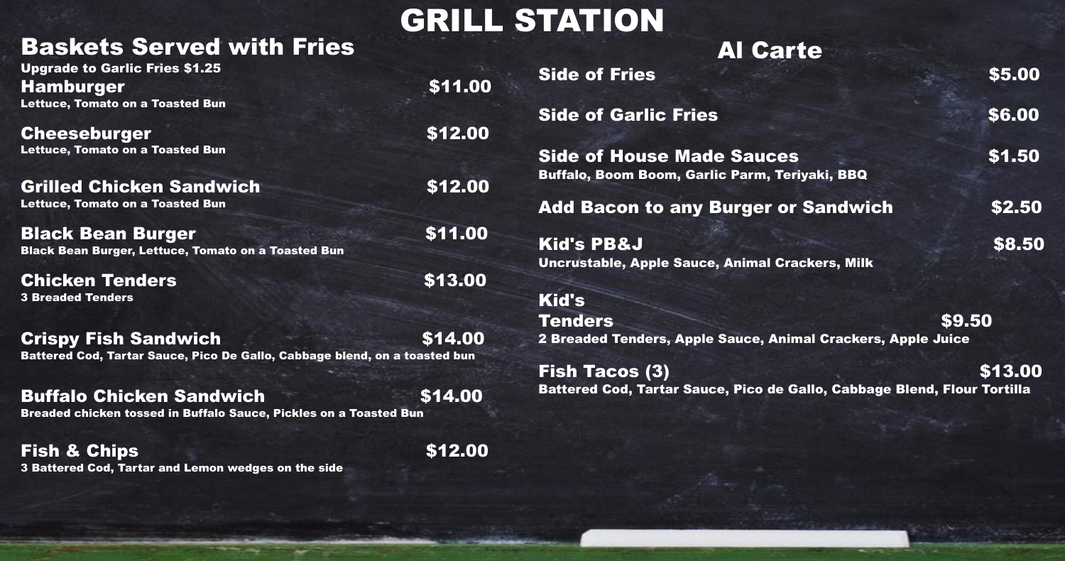# GRILL STATION

## Baskets Served with Fries

Upgrade to Garlic Fries $1.25

**Hamburger** — $11.00
Lettuce, Tomato on a Toasted Bun

**Cheeseburger** — $12.00
Lettuce, Tomato on a Toasted Bun

**Grilled Chicken Sandwich** — $12.00
Lettuce, Tomato on a Toasted Bun

**Black Bean Burger** — $11.00
Black Bean Burger, Lettuce, Tomato on a Toasted Bun

**Chicken Tenders** — $13.00
3 Breaded Tenders

**Crispy Fish Sandwich** — $14.00
Battered Cod, Tartar Sauce, Pico De Gallo, Cabbage blend, on a toasted bun

**Buffalo Chicken Sandwich** — $14.00
Breaded chicken tossed in Buffalo Sauce, Pickles on a Toasted Bun

**Fish & Chips** — $12.00
3 Battered Cod, Tartar and Lemon wedges on the side

## Al Carte

**Side of Fries** — $5.00

**Side of Garlic Fries** — $6.00

**Side of House Made Sauces** — $1.50
Buffalo, Boom Boom, Garlic Parm, Teriyaki, BBQ

**Add Bacon to any Burger or Sandwich** — $2.50

**Kid's PB&J** — $8.50
Uncrustable, Apple Sauce, Animal Crackers, Milk

**Kid's Tenders** — $9.50
2 Breaded Tenders, Apple Sauce, Animal Crackers, Apple Juice

**Fish Tacos (3)** — $13.00
Battered Cod, Tartar Sauce, Pico de Gallo, Cabbage Blend, Flour Tortilla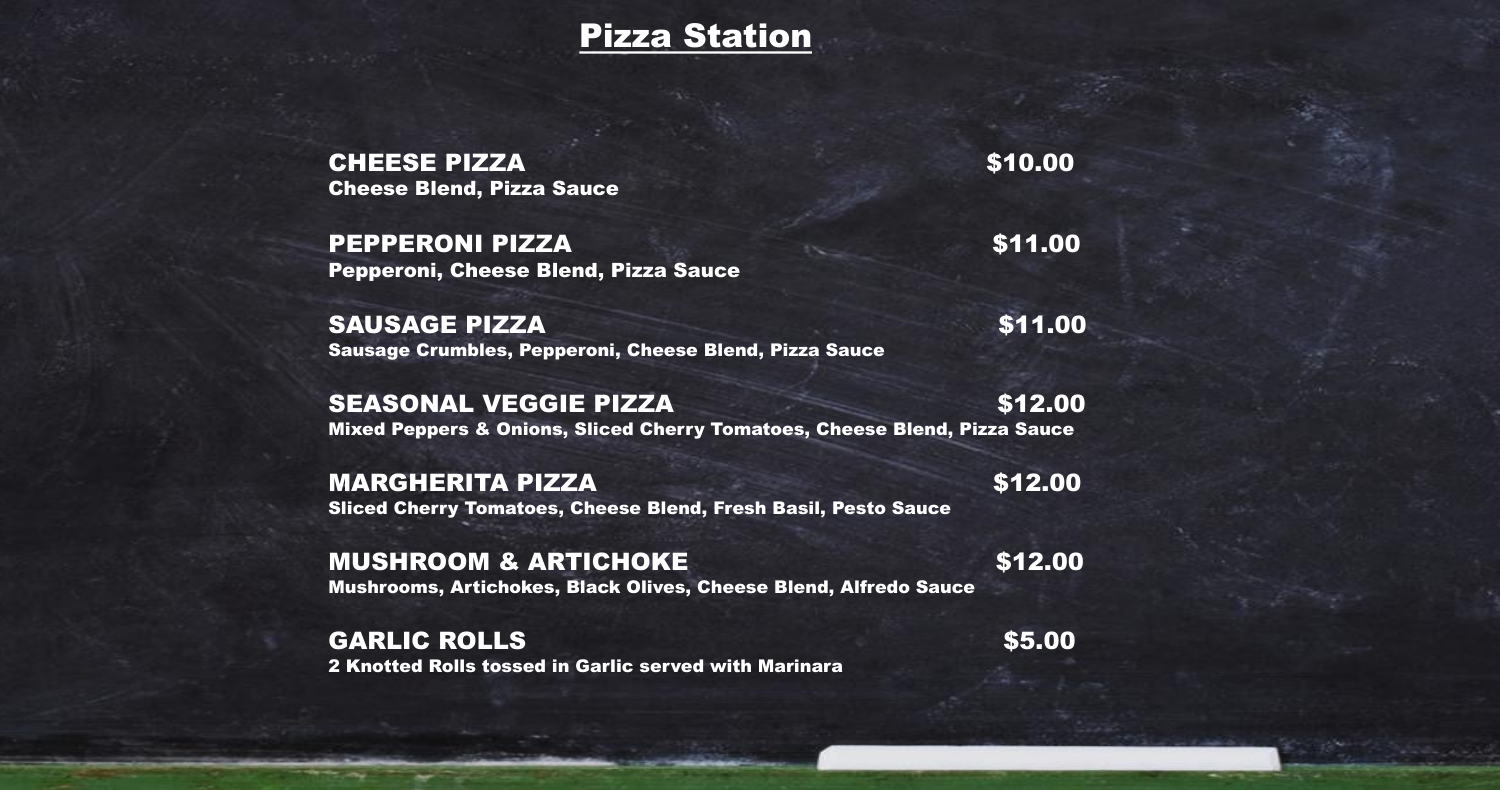# Pizza Station

**CHEESE PIZZA** **$10.00**
Cheese Blend, Pizza Sauce

**PEPPERONI PIZZA** **$11.00**
Pepperoni, Cheese Blend, Pizza Sauce

**SAUSAGE PIZZA** **$11.00**
Sausage Crumbles, Pepperoni, Cheese Blend, Pizza Sauce

**SEASONAL VEGGIE PIZZA** **$12.00**
Mixed Peppers & Onions, Sliced Cherry Tomatoes, Cheese Blend, Pizza Sauce

**MARGHERITA PIZZA** **$12.00**
Sliced Cherry Tomatoes, Cheese Blend, Fresh Basil, Pesto Sauce

**MUSHROOM & ARTICHOKE** **$12.00**
Mushrooms, Artichokes, Black Olives, Cheese Blend, Alfredo Sauce

**GARLIC ROLLS** **$5.00**
2 Knotted Rolls tossed in Garlic served with Marinara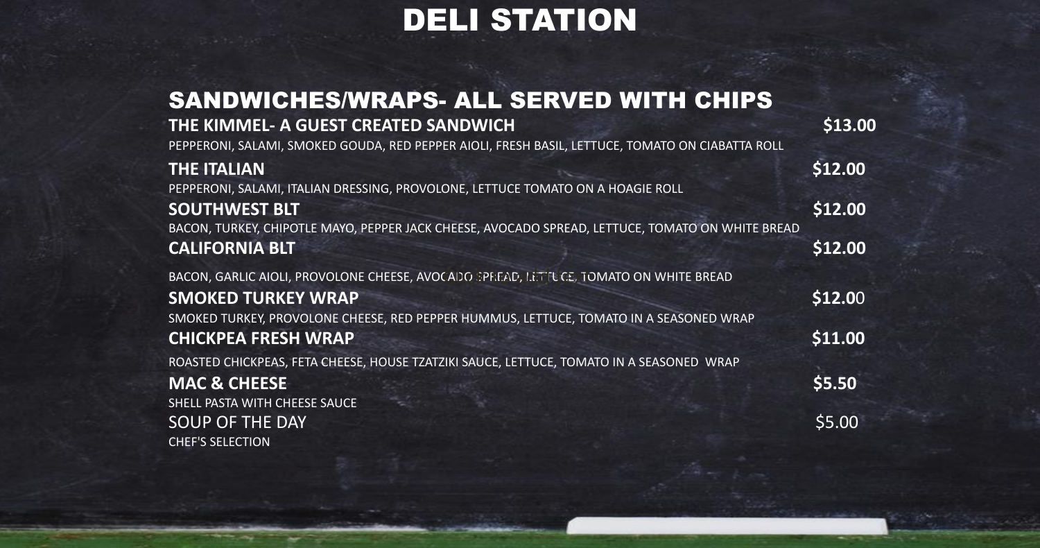# DELI STATION

## SANDWICHES/WRAPS- ALL SERVED WITH CHIPS

**THE KIMMEL- A GUEST CREATED SANDWICH** **$13.00**
PEPPERONI, SALAMI, SMOKED GOUDA, RED PEPPER AIOLI, FRESH BASIL, LETTUCE, TOMATO ON CIABATTA ROLL

**THE ITALIAN** **$12.00**
PEPPERONI, SALAMI, ITALIAN DRESSING, PROVOLONE, LETTUCE TOMATO ON A HOAGIE ROLL

**SOUTHWEST BLT** **$12.00**
BACON, TURKEY, CHIPOTLE MAYO, PEPPER JACK CHEESE, AVOCADO SPREAD, LETTUCE, TOMATO ON WHITE BREAD

**CALIFORNIA BLT** **$12.00**
BACON, GARLIC AIOLI, PROVOLONE CHEESE, AVOCADO SPREAD, LETTUCE, TOMATO ON WHITE BREAD

**SMOKED TURKEY WRAP** **$12.00**
SMOKED TURKEY, PROVOLONE CHEESE, RED PEPPER HUMMUS, LETTUCE, TOMATO IN A SEASONED WRAP

**CHICKPEA FRESH WRAP** **$11.00**
ROASTED CHICKPEAS, FETA CHEESE, HOUSE TZATZIKI SAUCE, LETTUCE, TOMATO IN A SEASONED WRAP

**MAC & CHEESE** **$5.50**
SHELL PASTA WITH CHEESE SAUCE

SOUP OF THE DAY $5.00
CHEF'S SELECTION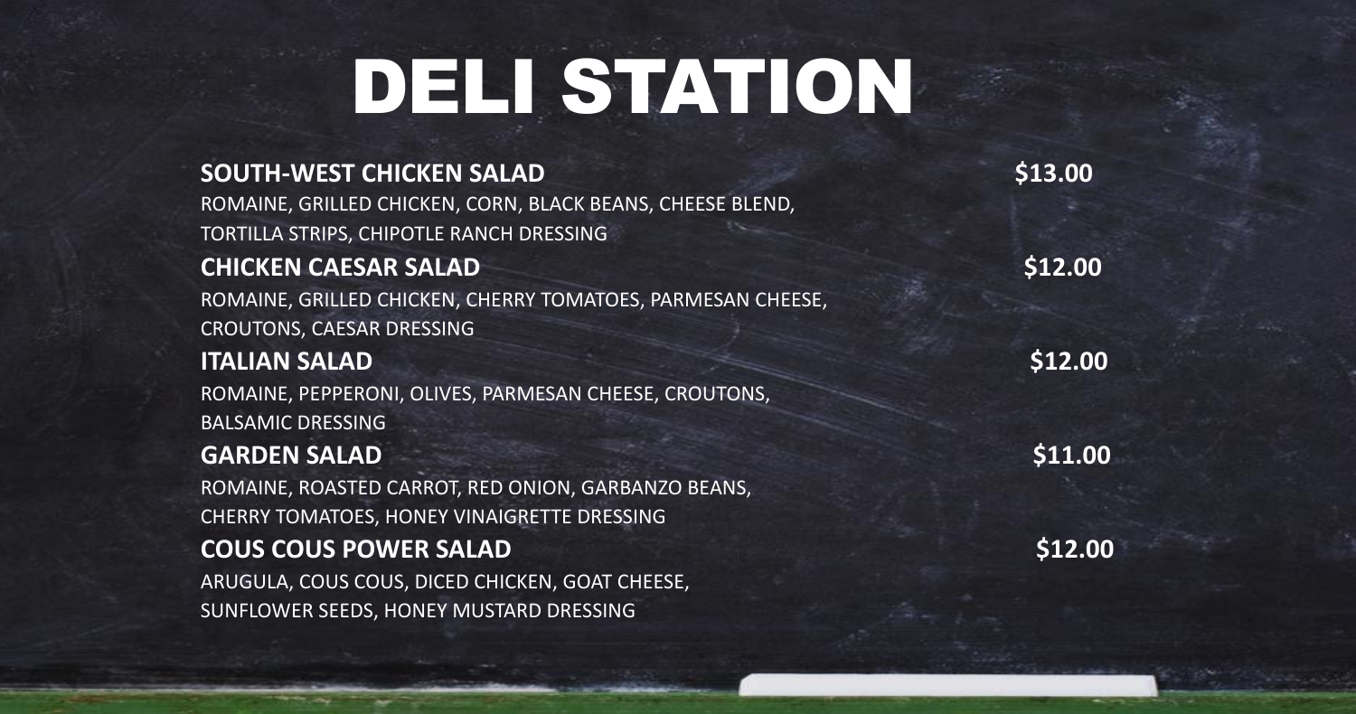# DELI STATION

**SOUTH-WEST CHICKEN SALAD** **$13.00**
ROMAINE, GRILLED CHICKEN, CORN, BLACK BEANS, CHEESE BLEND, TORTILLA STRIPS, CHIPOTLE RANCH DRESSING

**CHICKEN CAESAR SALAD** **$12.00**
ROMAINE, GRILLED CHICKEN, CHERRY TOMATOES, PARMESAN CHEESE, CROUTONS, CAESAR DRESSING

**ITALIAN SALAD** **$12.00**
ROMAINE, PEPPERONI, OLIVES, PARMESAN CHEESE, CROUTONS, BALSAMIC DRESSING

**GARDEN SALAD** **$11.00**
ROMAINE, ROASTED CARROT, RED ONION, GARBANZO BEANS, CHERRY TOMATOES, HONEY VINAIGRETTE DRESSING

**COUS COUS POWER SALAD** **$12.00**
ARUGULA, COUS COUS, DICED CHICKEN, GOAT CHEESE, SUNFLOWER SEEDS, HONEY MUSTARD DRESSING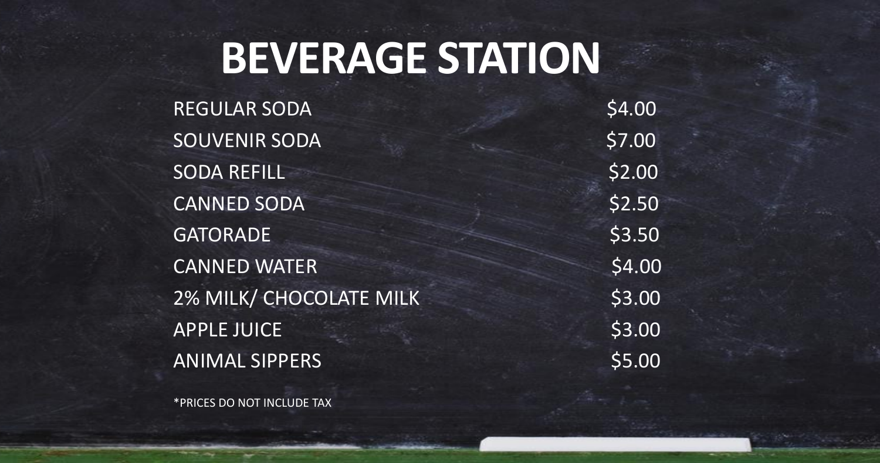# BEVERAGE STATION

| | |
|---|---|
| REGULAR SODA | $4.00 |
| SOUVENIR SODA | $7.00 |
| SODA REFILL | $2.00 |
| CANNED SODA | $2.50 |
| GATORADE | $3.50 |
| CANNED WATER | $4.00 |
| 2% MILK/ CHOCOLATE MILK | $3.00 |
| APPLE JUICE | $3.00 |
| ANIMAL SIPPERS | $5.00 |

*PRICES DO NOT INCLUDE TAX